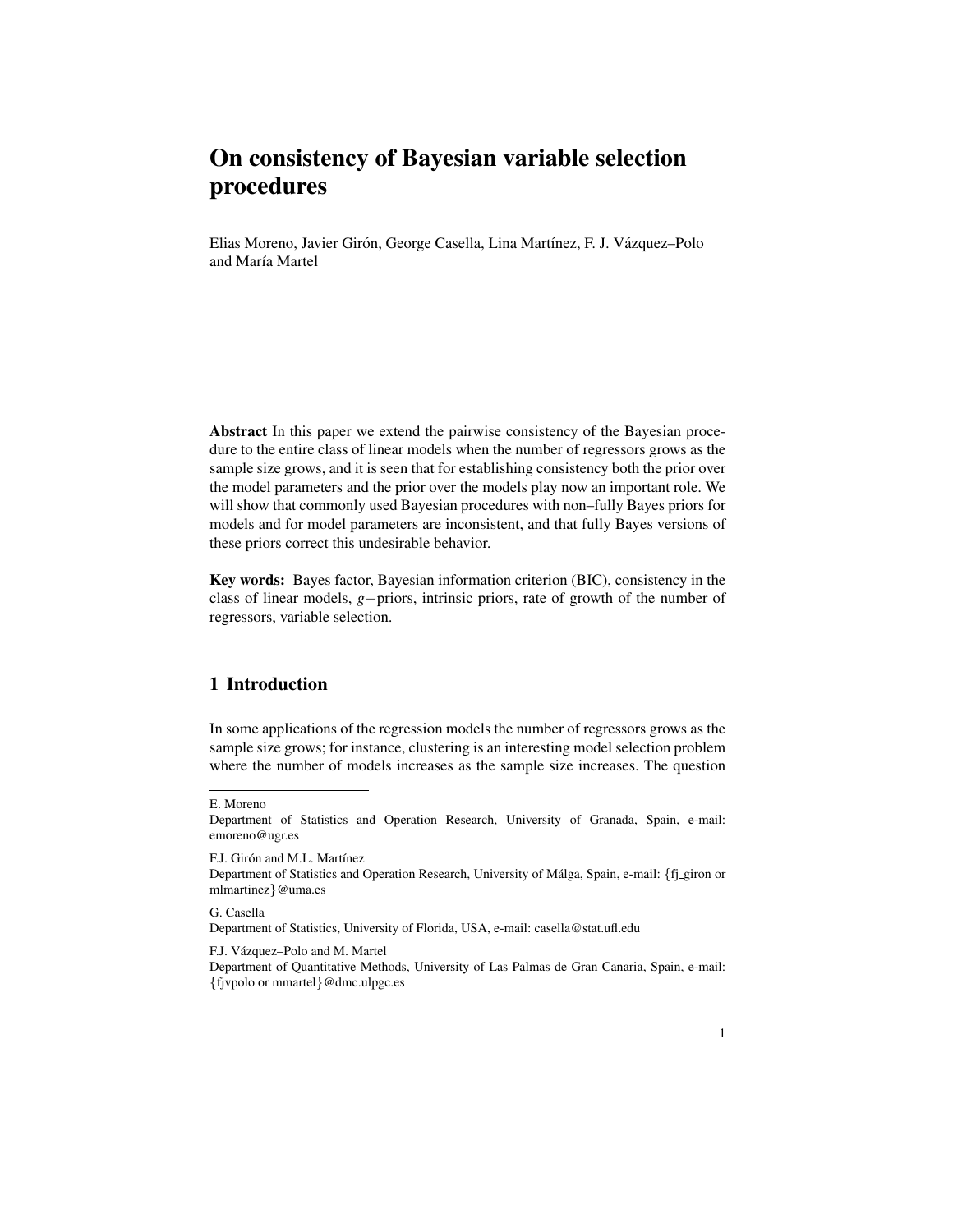# On consistency of Bayesian variable selection procedures

Elias Moreno, Javier Girón, George Casella, Lina Martínez, F. J. Vázquez–Polo and María Martel

**Abstract** In this paper we extend the pairwise consistency of the Bayesian procedure to the entire class of linear models when the number of regressors grows as the sample size grows, and it is seen that for establishing consistency both the prior over the model parameters and the prior over the models play now an important role. We will show that commonly used Bayesian procedures with non–fully Bayes priors for models and for model parameters are inconsistent, and that fully Bayes versions of these priors correct this undesirable behavior.

**Key words:** Bayes factor, Bayesian information criterion (BIC), consistency in the class of linear models, $g-$priors, intrinsic priors, rate of growth of the number of regressors, variable selection.

## 1 Introduction

In some applications of the regression models the number of regressors grows as the sample size grows; for instance, clustering is an interesting model selection problem where the number of models increases as the sample size increases. The question

---

E. Moreno
Department of Statistics and Operation Research, University of Granada, Spain, e-mail: emoreno@ugr.es

F.J. Girón and M.L. Martínez
Department of Statistics and Operation Research, University of Málga, Spain, e-mail: {fj_giron or mlmartinez}@uma.es

G. Casella
Department of Statistics, University of Florida, USA, e-mail: casella@stat.ufl.edu

F.J. Vázquez–Polo and M. Martel
Department of Quantitative Methods, University of Las Palmas de Gran Canaria, Spain, e-mail: {fjvpolo or mmartel}@dmc.ulpgc.es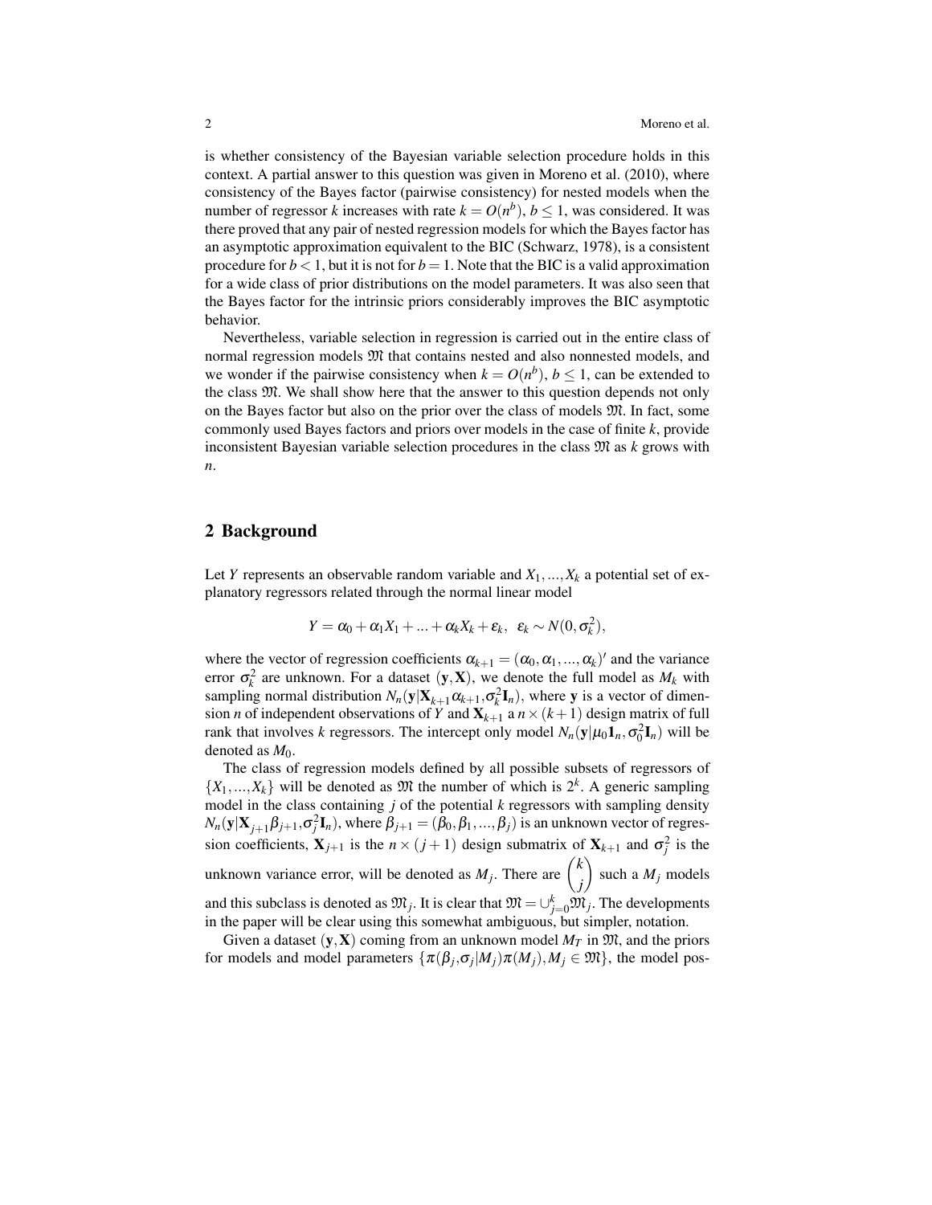is whether consistency of the Bayesian variable selection procedure holds in this context. A partial answer to this question was given in Moreno et al. (2010), where consistency of the Bayes factor (pairwise consistency) for nested models when the number of regressor $k$ increases with rate $k = O(n^b)$, $b \leq 1$, was considered. It was there proved that any pair of nested regression models for which the Bayes factor has an asymptotic approximation equivalent to the BIC (Schwarz, 1978), is a consistent procedure for $b < 1$, but it is not for $b = 1$. Note that the BIC is a valid approximation for a wide class of prior distributions on the model parameters. It was also seen that the Bayes factor for the intrinsic priors considerably improves the BIC asymptotic behavior.

Nevertheless, variable selection in regression is carried out in the entire class of normal regression models $\mathfrak{M}$ that contains nested and also nonnested models, and we wonder if the pairwise consistency when $k = O(n^b)$, $b \leq 1$, can be extended to the class $\mathfrak{M}$. We shall show here that the answer to this question depends not only on the Bayes factor but also on the prior over the class of models $\mathfrak{M}$. In fact, some commonly used Bayes factors and priors over models in the case of finite $k$, provide inconsistent Bayesian variable selection procedures in the class $\mathfrak{M}$ as $k$ grows with $n$.

## 2 Background

Let $Y$ represents an observable random variable and $X_1, ..., X_k$ a potential set of explanatory regressors related through the normal linear model

$$Y = \alpha_0 + \alpha_1 X_1 + ... + \alpha_k X_k + \varepsilon_k, \;\; \varepsilon_k \sim N(0, \sigma_k^2),$$

where the vector of regression coefficients $\alpha_{k+1} = (\alpha_0, \alpha_1, ..., \alpha_k)'$ and the variance error $\sigma_k^2$ are unknown. For a dataset $(\mathbf{y}, \mathbf{X})$, we denote the full model as $M_k$ with sampling normal distribution $N_n(\mathbf{y}|\mathbf{X}_{k+1}\alpha_{k+1}, \sigma_k^2 \mathbf{I}_n)$, where $\mathbf{y}$ is a vector of dimension $n$ of independent observations of $Y$ and $\mathbf{X}_{k+1}$ a $n \times (k+1)$ design matrix of full rank that involves $k$ regressors. The intercept only model $N_n(\mathbf{y}|\mu_0 \mathbf{1}_n, \sigma_0^2 \mathbf{I}_n)$ will be denoted as $M_0$.

The class of regression models defined by all possible subsets of regressors of $\{X_1, ..., X_k\}$ will be denoted as $\mathfrak{M}$ the number of which is $2^k$. A generic sampling model in the class containing $j$ of the potential $k$ regressors with sampling density $N_n(\mathbf{y}|\mathbf{X}_{j+1}\beta_{j+1}, \sigma_j^2 \mathbf{I}_n)$, where $\beta_{j+1} = (\beta_0, \beta_1, ..., \beta_j)$ is an unknown vector of regression coefficients, $\mathbf{X}_{j+1}$ is the $n \times (j+1)$ design submatrix of $\mathbf{X}_{k+1}$ and $\sigma_j^2$ is the unknown variance error, will be denoted as $M_j$. There are $\binom{k}{j}$ such a $M_j$ models and this subclass is denoted as $\mathfrak{M}_j$. It is clear that $\mathfrak{M} = \cup_{j=0}^{k} \mathfrak{M}_j$. The developments in the paper will be clear using this somewhat ambiguous, but simpler, notation.

Given a dataset $(\mathbf{y}, \mathbf{X})$ coming from an unknown model $M_T$ in $\mathfrak{M}$, and the priors for models and model parameters $\{\pi(\beta_j, \sigma_j | M_j)\pi(M_j), M_j \in \mathfrak{M}\}$, the model pos-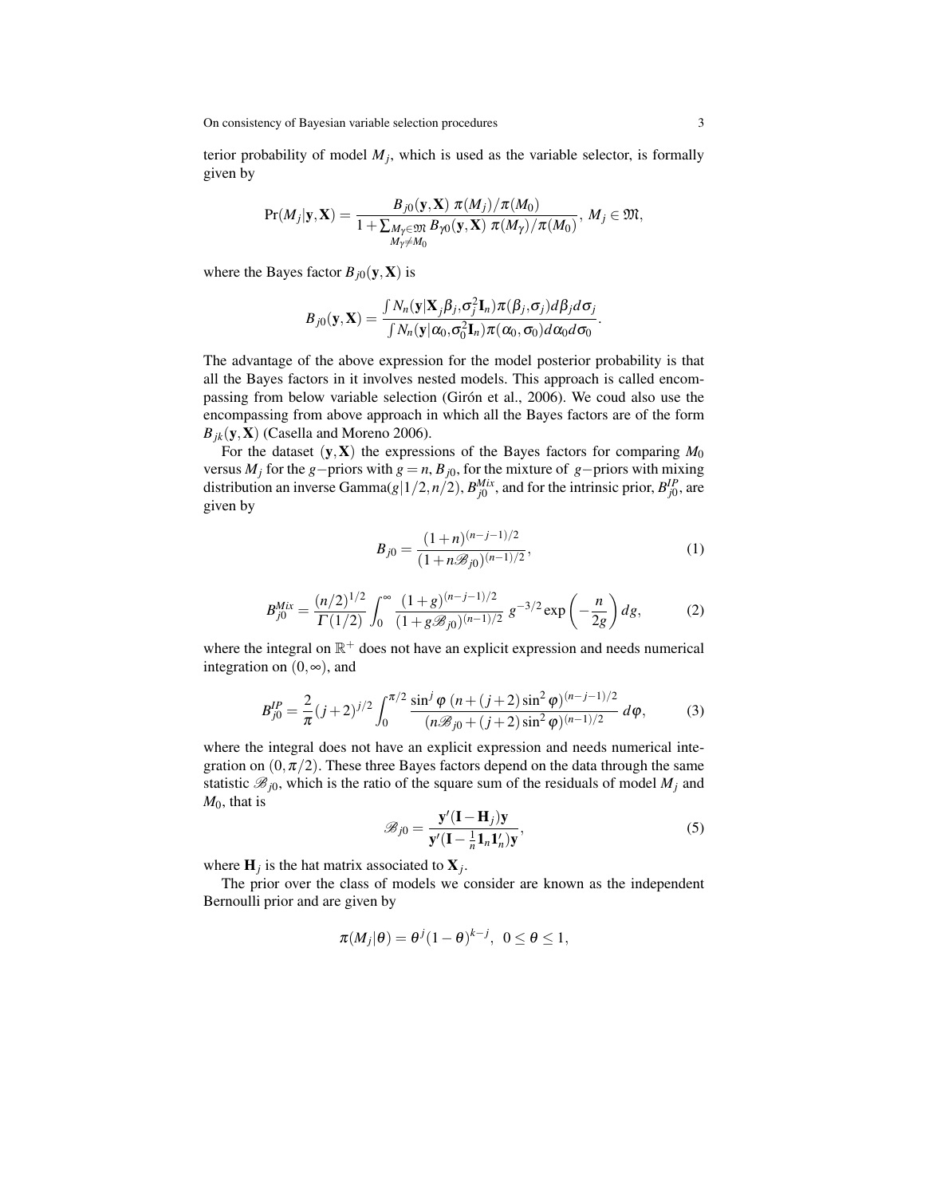terior probability of model $M_j$, which is used as the variable selector, is formally given by

$$\Pr(M_j|\mathbf{y},\mathbf{X}) = \frac{B_{j0}(\mathbf{y},\mathbf{X})\ \pi(M_j)/\pi(M_0)}{1+\sum_{\substack{M_\gamma\in\mathfrak{M}\\ M_\gamma\neq M_0}} B_{\gamma 0}(\mathbf{y},\mathbf{X})\ \pi(M_\gamma)/\pi(M_0)},\ M_j\in\mathfrak{M},$$

where the Bayes factor $B_{j0}(\mathbf{y},\mathbf{X})$ is

$$B_{j0}(\mathbf{y},\mathbf{X}) = \frac{\int N_n(\mathbf{y}|\mathbf{X}_j\beta_j,\sigma_j^2\mathbf{I}_n)\pi(\beta_j,\sigma_j)d\beta_j d\sigma_j}{\int N_n(\mathbf{y}|\alpha_0,\sigma_0^2\mathbf{I}_n)\pi(\alpha_0,\sigma_0)d\alpha_0 d\sigma_0}.$$

The advantage of the above expression for the model posterior probability is that all the Bayes factors in it involves nested models. This approach is called encompassing from below variable selection (Girón et al., 2006). We coud also use the encompassing from above approach in which all the Bayes factors are of the form $B_{jk}(\mathbf{y},\mathbf{X})$ (Casella and Moreno 2006).

For the dataset $(\mathbf{y},\mathbf{X})$ the expressions of the Bayes factors for comparing $M_0$ versus $M_j$ for the $g-$priors with $g=n$, $B_{j0}$, for the mixture of $g-$priors with mixing distribution an inverse Gamma$(g|1/2,n/2)$, $B_{j0}^{Mix}$, and for the intrinsic prior, $B_{j0}^{IP}$, are given by

$$B_{j0} = \frac{(1+n)^{(n-j-1)/2}}{(1+n\mathscr{B}_{j0})^{(n-1)/2}}, \tag{1}$$

$$B_{j0}^{Mix} = \frac{(n/2)^{1/2}}{\Gamma(1/2)}\int_0^\infty \frac{(1+g)^{(n-j-1)/2}}{(1+g\mathscr{B}_{j0})^{(n-1)/2}}\ g^{-3/2}\exp\left(-\frac{n}{2g}\right)dg, \tag{2}$$

where the integral on $\mathbb{R}^+$ does not have an explicit expression and needs numerical integration on $(0,\infty)$, and

$$B_{j0}^{IP} = \frac{2}{\pi}(j+2)^{j/2}\int_0^{\pi/2}\frac{\sin^j\varphi\ (n+(j+2)\sin^2\varphi)^{(n-j-1)/2}}{(n\mathscr{B}_{j0}+(j+2)\sin^2\varphi)^{(n-1)/2}}\ d\varphi, \tag{3}$$

where the integral does not have an explicit expression and needs numerical integration on $(0,\pi/2)$. These three Bayes factors depend on the data through the same statistic $\mathscr{B}_{j0}$, which is the ratio of the square sum of the residuals of model $M_j$ and $M_0$, that is

$$\mathscr{B}_{j0} = \frac{\mathbf{y}'(\mathbf{I}-\mathbf{H}_j)\mathbf{y}}{\mathbf{y}'(\mathbf{I}-\frac{1}{n}\mathbf{1}_n\mathbf{1}_n')\mathbf{y}}, \tag{5}$$

where $\mathbf{H}_j$ is the hat matrix associated to $\mathbf{X}_j$.

The prior over the class of models we consider are known as the independent Bernoulli prior and are given by

$$\pi(M_j|\theta) = \theta^j(1-\theta)^{k-j},\ \ 0\le\theta\le 1,$$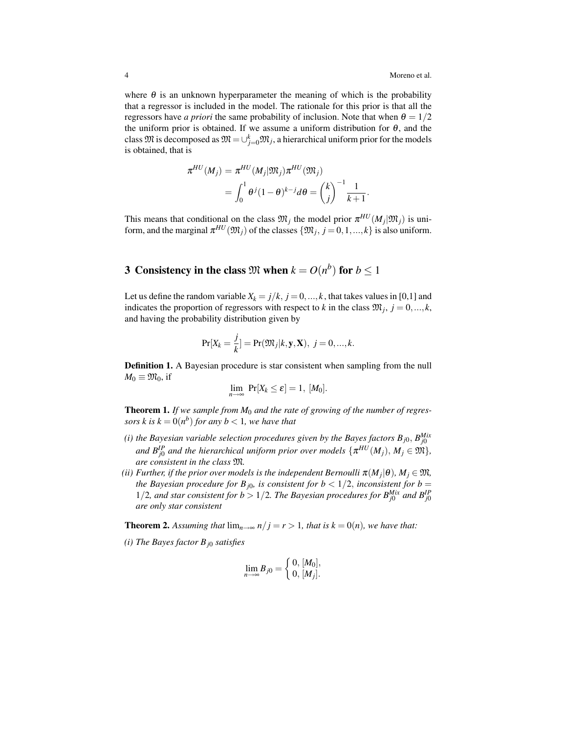where $\theta$ is an unknown hyperparameter the meaning of which is the probability that a regressor is included in the model. The rationale for this prior is that all the regressors have *a priori* the same probability of inclusion. Note that when $\theta = 1/2$ the uniform prior is obtained. If we assume a uniform distribution for $\theta$, and the class $\mathfrak{M}$ is decomposed as $\mathfrak{M} = \cup_{j=0}^{k} \mathfrak{M}_j$, a hierarchical uniform prior for the models is obtained, that is

$$\begin{aligned}\pi^{HU}(M_j) &= \pi^{HU}(M_j|\mathfrak{M}_j)\pi^{HU}(\mathfrak{M}_j) \\ &= \int_0^1 \theta^j (1-\theta)^{k-j} d\theta = \binom{k}{j}^{-1} \frac{1}{k+1}.\end{aligned}$$

This means that conditional on the class $\mathfrak{M}_j$ the model prior $\pi^{HU}(M_j|\mathfrak{M}_j)$ is uniform, and the marginal $\pi^{HU}(\mathfrak{M}_j)$ of the classes $\{\mathfrak{M}_j,\, j = 0,1,...,k\}$ is also uniform.

## 3 Consistency in the class $\mathfrak{M}$ when $k = O(n^b)$ for $b \leq 1$

Let us define the random variable $X_k = j/k,\, j = 0,...,k$, that takes values in [0,1] and indicates the proportion of regressors with respect to $k$ in the class $\mathfrak{M}_j,\, j = 0,...,k$, and having the probability distribution given by

$$\Pr[X_k = \frac{j}{k}] = \Pr(\mathfrak{M}_j|k,\mathbf{y},\mathbf{X}),\; j = 0,...,k.$$

**Definition 1.** A Bayesian procedure is star consistent when sampling from the null $M_0 \equiv \mathfrak{M}_0$, if

$$\lim_{n\to\infty} \Pr[X_k \leq \varepsilon] = 1,\; [M_0].$$

**Theorem 1.** *If we sample from $M_0$ and the rate of growing of the number of regressors $k$ is $k = 0(n^b)$ for any $b < 1$, we have that*

*(i) the Bayesian variable selection procedures given by the Bayes factors $B_{j0}$, $B_{j0}^{Mix}$ and $B_{j0}^{IP}$ and the hierarchical uniform prior over models $\{\pi^{HU}(M_j),\, M_j \in \mathfrak{M}\}$, are consistent in the class $\mathfrak{M}$.*

*(ii) Further, if the prior over models is the independent Bernoulli $\pi(M_j|\theta)$, $M_j \in \mathfrak{M}$, the Bayesian procedure for $B_{j0}$, is consistent for $b < 1/2$, inconsistent for $b = 1/2$, and star consistent for $b > 1/2$. The Bayesian procedures for $B_{j0}^{Mix}$ and $B_{j0}^{IP}$ are only star consistent*

**Theorem 2.** *Assuming that $\lim_{n\to\infty} n/j = r > 1$, that is $k = 0(n)$, we have that:*

*(i) The Bayes factor $B_{j0}$ satisfies*

$$\lim_{n\to\infty} B_{j0} = \begin{cases} 0,\, [M_0], \\ 0,\, [M_j]. \end{cases}$$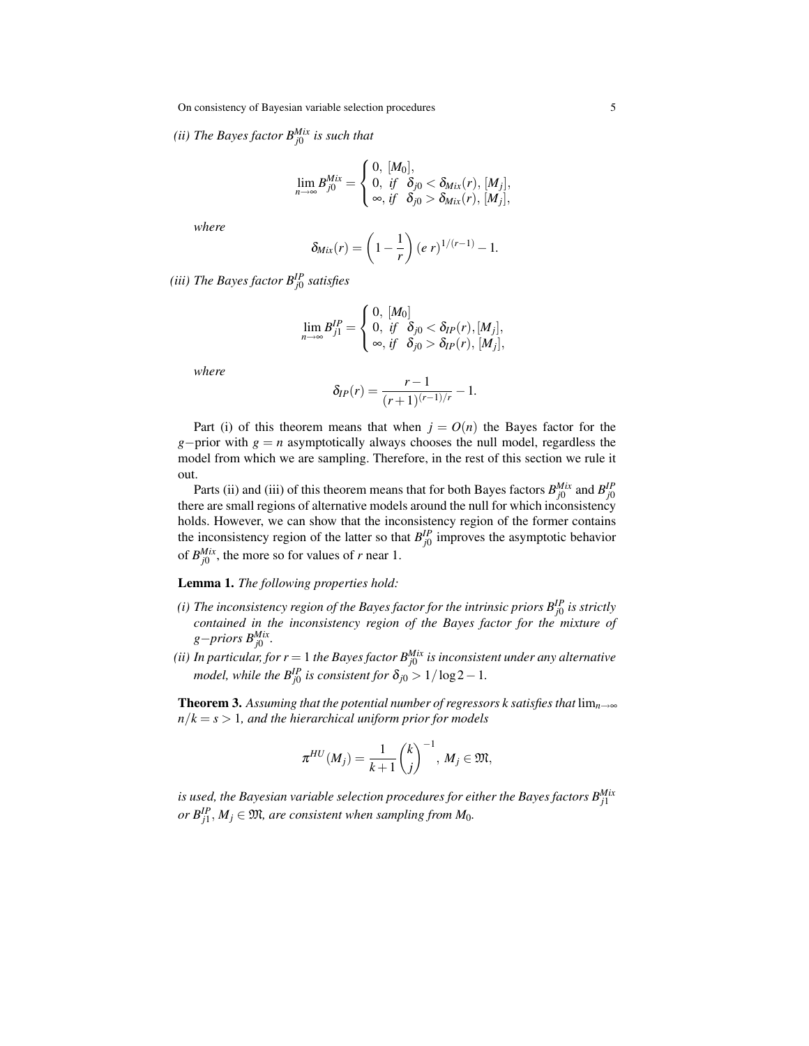*(ii) The Bayes factor $B_{j0}^{Mix}$ is such that*

$$\lim_{n\to\infty} B_{j0}^{Mix} = \begin{cases} 0, \ [M_0], \\ 0, \ \textit{if} \ \ \delta_{j0} < \delta_{Mix}(r), \ [M_j], \\ \infty, \ \textit{if} \ \ \delta_{j0} > \delta_{Mix}(r), \ [M_j], \end{cases}$$

*where*

$$\delta_{Mix}(r) = \left(1 - \frac{1}{r}\right)(e\, r)^{1/(r-1)} - 1.$$

*(iii) The Bayes factor $B_{j0}^{IP}$ satisfies*

$$\lim_{n\to\infty} B_{j1}^{IP} = \begin{cases} 0, \ [M_0] \\ 0, \ \textit{if} \ \ \delta_{j0} < \delta_{IP}(r), [M_j], \\ \infty, \ \textit{if} \ \ \delta_{j0} > \delta_{IP}(r), \ [M_j], \end{cases}$$

*where*

$$\delta_{IP}(r) = \frac{r-1}{(r+1)^{(r-1)/r}} - 1.$$

Part (i) of this theorem means that when $j = O(n)$ the Bayes factor for the $g-$prior with $g = n$ asymptotically always chooses the null model, regardless the model from which we are sampling. Therefore, in the rest of this section we rule it out.

Parts (ii) and (iii) of this theorem means that for both Bayes factors $B_{j0}^{Mix}$ and $B_{j0}^{IP}$ there are small regions of alternative models around the null for which inconsistency holds. However, we can show that the inconsistency region of the former contains the inconsistency region of the latter so that $B_{j0}^{IP}$ improves the asymptotic behavior of $B_{j0}^{Mix}$, the more so for values of $r$ near 1.

**Lemma 1.** *The following properties hold:*

*(i) The inconsistency region of the Bayes factor for the intrinsic priors $B_{j0}^{IP}$ is strictly contained in the inconsistency region of the Bayes factor for the mixture of $g-$priors $B_{j0}^{Mix}$.*

*(ii) In particular, for $r = 1$ the Bayes factor $B_{j0}^{Mix}$ is inconsistent under any alternative model, while the $B_{j0}^{IP}$ is consistent for $\delta_{j0} > 1/\log 2 - 1$.*

**Theorem 3.** *Assuming that the potential number of regressors k satisfies that* $\lim_{n\to\infty} n/k = s > 1$*, and the hierarchical uniform prior for models*

$$\pi^{HU}(M_j) = \frac{1}{k+1}\binom{k}{j}^{-1}, \ M_j \in \mathfrak{M},$$

*is used, the Bayesian variable selection procedures for either the Bayes factors $B_{j1}^{Mix}$ or $B_{j1}^{IP}$, $M_j \in \mathfrak{M}$, are consistent when sampling from $M_0$.*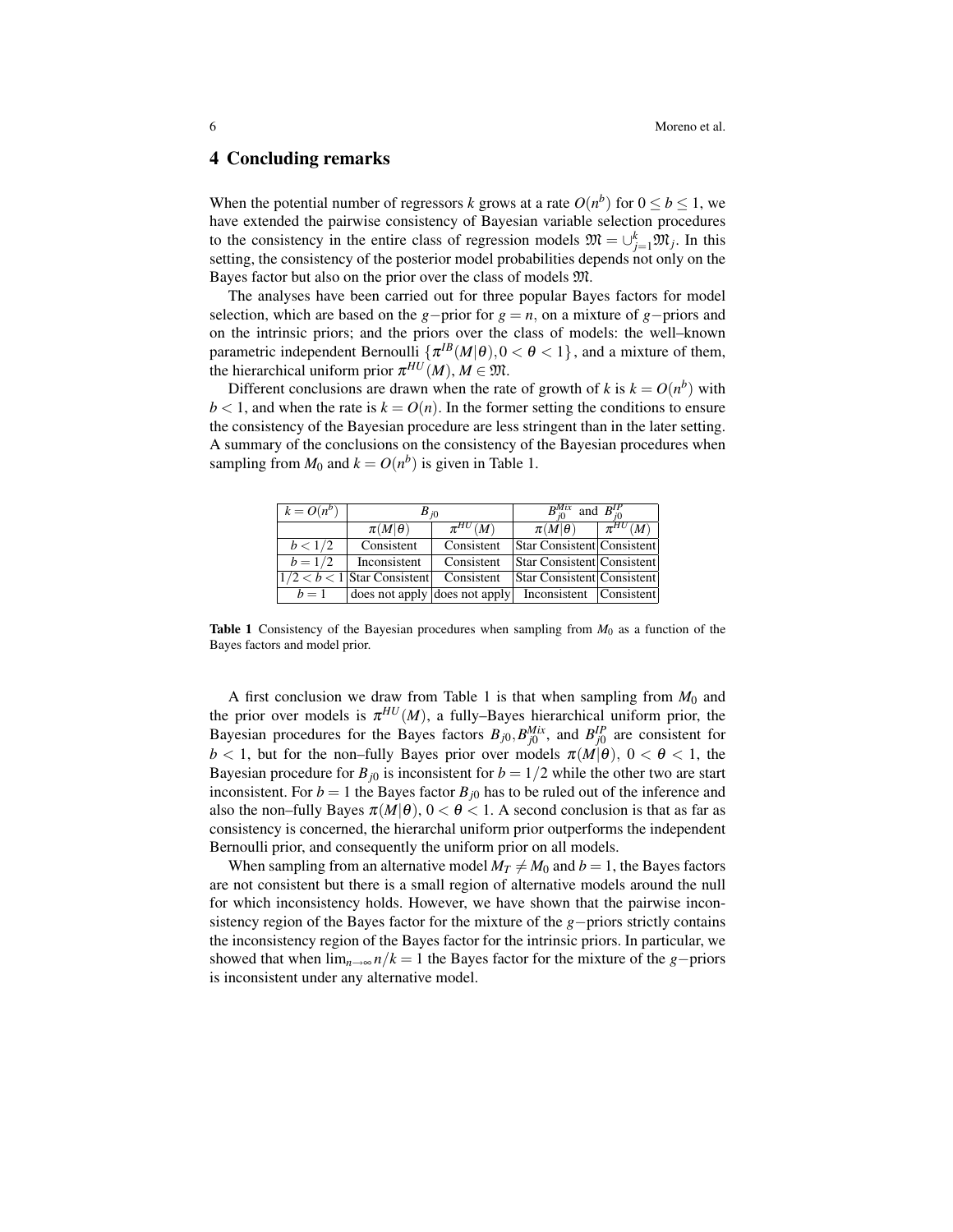## 4 Concluding remarks

When the potential number of regressors $k$ grows at a rate $O(n^b)$ for $0 \leq b \leq 1$, we have extended the pairwise consistency of Bayesian variable selection procedures to the consistency in the entire class of regression models $\mathfrak{M} = \cup_{j=1}^{k} \mathfrak{M}_j$. In this setting, the consistency of the posterior model probabilities depends not only on the Bayes factor but also on the prior over the class of models $\mathfrak{M}$.

The analyses have been carried out for three popular Bayes factors for model selection, which are based on the $g-$prior for $g = n$, on a mixture of $g-$priors and on the intrinsic priors; and the priors over the class of models: the well–known parametric independent Bernoulli $\{\pi^{IB}(M|\theta), 0 < \theta < 1\}$, and a mixture of them, the hierarchical uniform prior $\pi^{HU}(M), M \in \mathfrak{M}$.

Different conclusions are drawn when the rate of growth of $k$ is $k = O(n^b)$ with $b < 1$, and when the rate is $k = O(n)$. In the former setting the conditions to ensure the consistency of the Bayesian procedure are less stringent than in the later setting. A summary of the conclusions on the consistency of the Bayesian procedures when sampling from $M_0$ and $k = O(n^b)$ is given in Table 1.

| $k = O(n^b)$ | $B_{j0}$ | | $B_{j0}^{Mix}$ and $B_{j0}^{IP}$ | |
|---|---|---|---|---|
| | $\pi(M\|\theta)$ | $\pi^{HU}(M)$ | $\pi(M\|\theta)$ | $\pi^{HU}(M)$ |
| $b < 1/2$ | Consistent | Consistent | Star Consistent | Consistent |
| $b = 1/2$ | Inconsistent | Consistent | Star Consistent | Consistent |
| $1/2 < b < 1$ | Star Consistent | Consistent | Star Consistent | Consistent |
| $b = 1$ | does not apply | does not apply | Inconsistent | Consistent |

**Table 1** Consistency of the Bayesian procedures when sampling from $M_0$ as a function of the Bayes factors and model prior.

A first conclusion we draw from Table 1 is that when sampling from $M_0$ and the prior over models is $\pi^{HU}(M)$, a fully–Bayes hierarchical uniform prior, the Bayesian procedures for the Bayes factors $B_{j0}, B_{j0}^{Mix}$, and $B_{j0}^{IP}$ are consistent for $b < 1$, but for the non–fully Bayes prior over models $\pi(M|\theta)$, $0 < \theta < 1$, the Bayesian procedure for $B_{j0}$ is inconsistent for $b = 1/2$ while the other two are start inconsistent. For $b = 1$ the Bayes factor $B_{j0}$ has to be ruled out of the inference and also the non–fully Bayes $\pi(M|\theta)$, $0 < \theta < 1$. A second conclusion is that as far as consistency is concerned, the hierarchal uniform prior outperforms the independent Bernoulli prior, and consequently the uniform prior on all models.

When sampling from an alternative model $M_T \neq M_0$ and $b = 1$, the Bayes factors are not consistent but there is a small region of alternative models around the null for which inconsistency holds. However, we have shown that the pairwise inconsistency region of the Bayes factor for the mixture of the $g-$priors strictly contains the inconsistency region of the Bayes factor for the intrinsic priors. In particular, we showed that when $\lim_{n\to\infty} n/k = 1$ the Bayes factor for the mixture of the $g-$priors is inconsistent under any alternative model.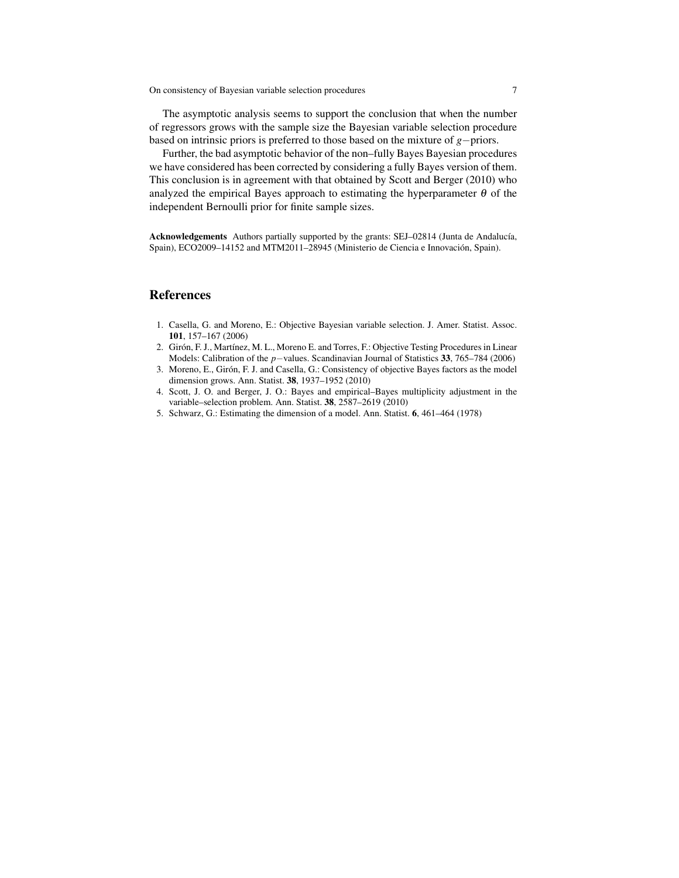The asymptotic analysis seems to support the conclusion that when the number of regressors grows with the sample size the Bayesian variable selection procedure based on intrinsic priors is preferred to those based on the mixture of $g-$priors.

Further, the bad asymptotic behavior of the non–fully Bayes Bayesian procedures we have considered has been corrected by considering a fully Bayes version of them. This conclusion is in agreement with that obtained by Scott and Berger (2010) who analyzed the empirical Bayes approach to estimating the hyperparameter $\theta$ of the independent Bernoulli prior for finite sample sizes.

**Acknowledgements** Authors partially supported by the grants: SEJ–02814 (Junta de Andalucía, Spain), ECO2009–14152 and MTM2011–28945 (Ministerio de Ciencia e Innovación, Spain).

## References

1. Casella, G. and Moreno, E.: Objective Bayesian variable selection. J. Amer. Statist. Assoc. **101**, 157–167 (2006)
2. Girón, F. J., Martínez, M. L., Moreno E. and Torres, F.: Objective Testing Procedures in Linear Models: Calibration of the $p-$values. Scandinavian Journal of Statistics **33**, 765–784 (2006)
3. Moreno, E., Girón, F. J. and Casella, G.: Consistency of objective Bayes factors as the model dimension grows. Ann. Statist. **38**, 1937–1952 (2010)
4. Scott, J. O. and Berger, J. O.: Bayes and empirical–Bayes multiplicity adjustment in the variable–selection problem. Ann. Statist. **38**, 2587–2619 (2010)
5. Schwarz, G.: Estimating the dimension of a model. Ann. Statist. **6**, 461–464 (1978)